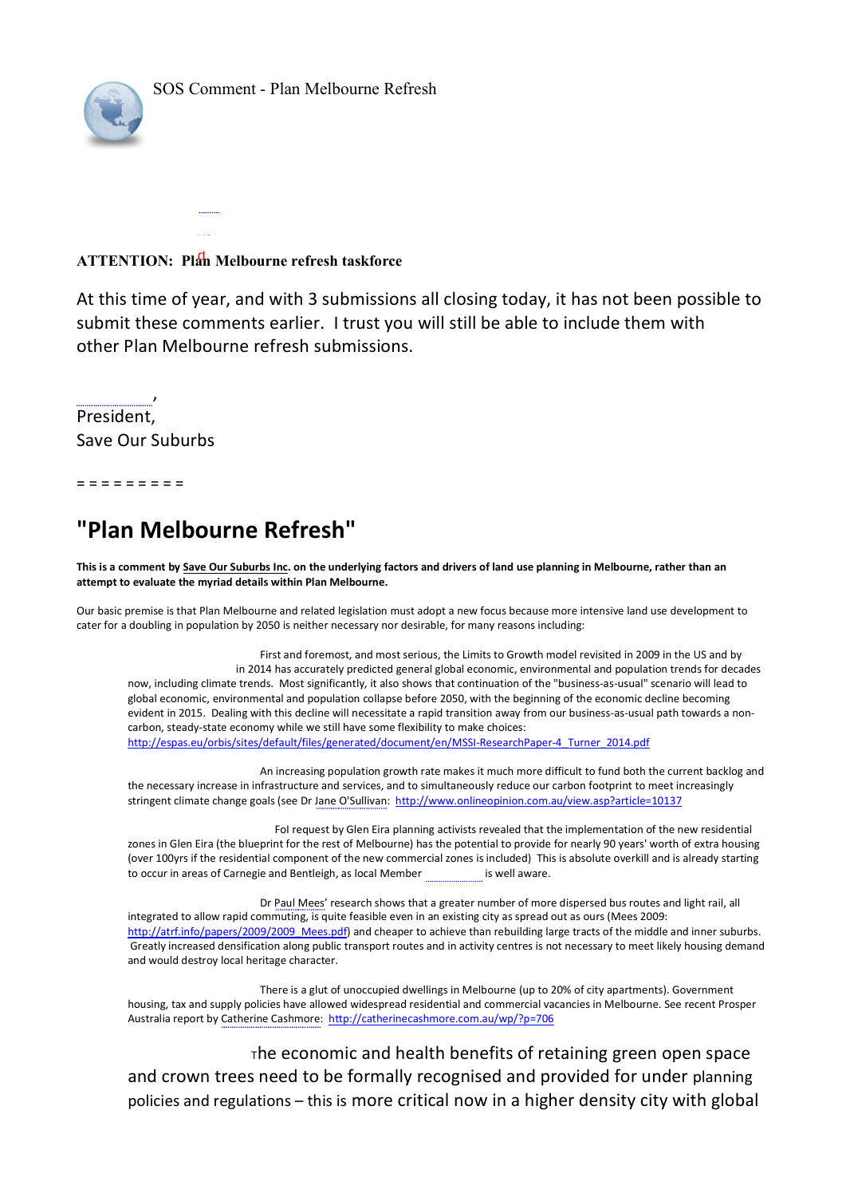SOS Comment - Plan Melbourne Refresh

**ATTENTION: Plan Melbourne refresh taskforce**

At this time of year, and with 3 submissions all closing today, it has not been possible to submit these comments earlier. I trust you will still be able to include them with other Plan Melbourne refresh submissions.

,
President,
Save Our Suburbs

= = = = = = = = =

# "Plan Melbourne Refresh"

**This is a comment by Save Our Suburbs Inc. on the underlying factors and drivers of land use planning in Melbourne, rather than an attempt to evaluate the myriad details within Plan Melbourne.**

Our basic premise is that Plan Melbourne and related legislation must adopt a new focus because more intensive land use development to cater for a doubling in population by 2050 is neither necessary nor desirable, for many reasons including:

First and foremost, and most serious, the Limits to Growth model revisited in 2009 in the US and by in 2014 has accurately predicted general global economic, environmental and population trends for decades now, including climate trends. Most significantly, it also shows that continuation of the "business-as-usual" scenario will lead to global economic, environmental and population collapse before 2050, with the beginning of the economic decline becoming evident in 2015. Dealing with this decline will necessitate a rapid transition away from our business-as-usual path towards a non-carbon, steady-state economy while we still have some flexibility to make choices: http://espas.eu/orbis/sites/default/files/generated/document/en/MSSI-ResearchPaper-4_Turner_2014.pdf

An increasing population growth rate makes it much more difficult to fund both the current backlog and the necessary increase in infrastructure and services, and to simultaneously reduce our carbon footprint to meet increasingly stringent climate change goals (see Dr Jane O'Sullivan: http://www.onlineopinion.com.au/view.asp?article=10137

FoI request by Glen Eira planning activists revealed that the implementation of the new residential zones in Glen Eira (the blueprint for the rest of Melbourne) has the potential to provide for nearly 90 years' worth of extra housing (over 100yrs if the residential component of the new commercial zones is included) This is absolute overkill and is already starting to occur in areas of Carnegie and Bentleigh, as local Member is well aware.

Dr Paul Mees' research shows that a greater number of more dispersed bus routes and light rail, all integrated to allow rapid commuting, is quite feasible even in an existing city as spread out as ours (Mees 2009: http://atrf.info/papers/2009/2009_Mees.pdf) and cheaper to achieve than rebuilding large tracts of the middle and inner suburbs. Greatly increased densification along public transport routes and in activity centres is not necessary to meet likely housing demand and would destroy local heritage character.

There is a glut of unoccupied dwellings in Melbourne (up to 20% of city apartments). Government housing, tax and supply policies have allowed widespread residential and commercial vacancies in Melbourne. See recent Prosper Australia report by Catherine Cashmore: http://catherinecashmore.com.au/wp/?p=706

The economic and health benefits of retaining green open space and crown trees need to be formally recognised and provided for under planning policies and regulations – this is more critical now in a higher density city with global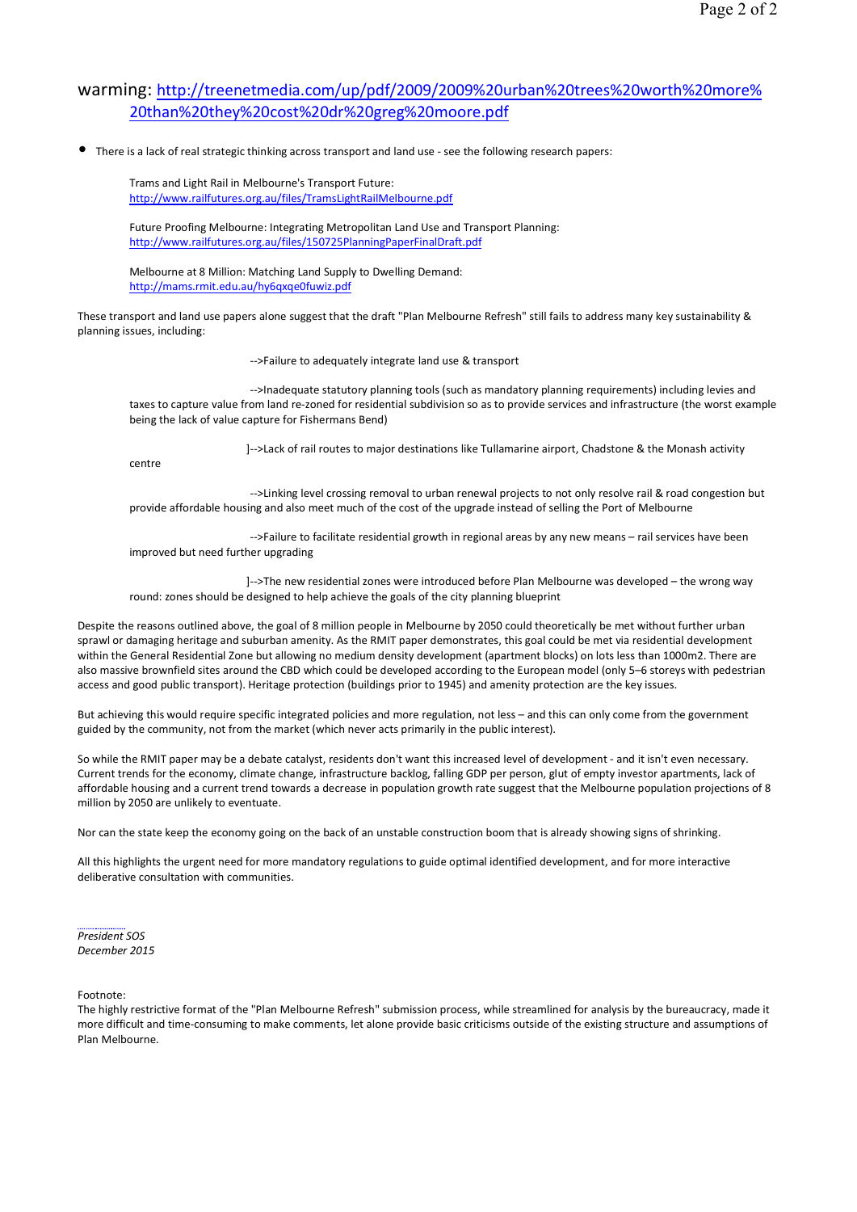warming: http://treenetmedia.com/up/pdf/2009/2009%20urban%20trees%20worth%20more%20than%20they%20cost%20dr%20greg%20moore.pdf

- There is a lack of real strategic thinking across transport and land use - see the following research papers:

  Trams and Light Rail in Melbourne's Transport Future:
  http://www.railfutures.org.au/files/TramsLightRailMelbourne.pdf

  Future Proofing Melbourne: Integrating Metropolitan Land Use and Transport Planning:
  http://www.railfutures.org.au/files/150725PlanningPaperFinalDraft.pdf

  Melbourne at 8 Million: Matching Land Supply to Dwelling Demand:
  http://mams.rmit.edu.au/hy6qxqe0fuwiz.pdf

These transport and land use papers alone suggest that the draft "Plan Melbourne Refresh" still fails to address many key sustainability & planning issues, including:

-->Failure to adequately integrate land use & transport

-->Inadequate statutory planning tools (such as mandatory planning requirements) including levies and taxes to capture value from land re-zoned for residential subdivision so as to provide services and infrastructure (the worst example being the lack of value capture for Fishermans Bend)

]-->Lack of rail routes to major destinations like Tullamarine airport, Chadstone & the Monash activity centre

-->Linking level crossing removal to urban renewal projects to not only resolve rail & road congestion but provide affordable housing and also meet much of the cost of the upgrade instead of selling the Port of Melbourne

-->Failure to facilitate residential growth in regional areas by any new means – rail services have been improved but need further upgrading

]-->The new residential zones were introduced before Plan Melbourne was developed – the wrong way round: zones should be designed to help achieve the goals of the city planning blueprint

Despite the reasons outlined above, the goal of 8 million people in Melbourne by 2050 could theoretically be met without further urban sprawl or damaging heritage and suburban amenity. As the RMIT paper demonstrates, this goal could be met via residential development within the General Residential Zone but allowing no medium density development (apartment blocks) on lots less than 1000m2. There are also massive brownfield sites around the CBD which could be developed according to the European model (only 5–6 storeys with pedestrian access and good public transport). Heritage protection (buildings prior to 1945) and amenity protection are the key issues.

But achieving this would require specific integrated policies and more regulation, not less – and this can only come from the government guided by the community, not from the market (which never acts primarily in the public interest).

So while the RMIT paper may be a debate catalyst, residents don't want this increased level of development - and it isn't even necessary. Current trends for the economy, climate change, infrastructure backlog, falling GDP per person, glut of empty investor apartments, lack of affordable housing and a current trend towards a decrease in population growth rate suggest that the Melbourne population projections of 8 million by 2050 are unlikely to eventuate.

Nor can the state keep the economy going on the back of an unstable construction boom that is already showing signs of shrinking.

All this highlights the urgent need for more mandatory regulations to guide optimal identified development, and for more interactive deliberative consultation with communities.

*President SOS*
*December 2015*

Footnote:
The highly restrictive format of the "Plan Melbourne Refresh" submission process, while streamlined for analysis by the bureaucracy, made it more difficult and time-consuming to make comments, let alone provide basic criticisms outside of the existing structure and assumptions of Plan Melbourne.